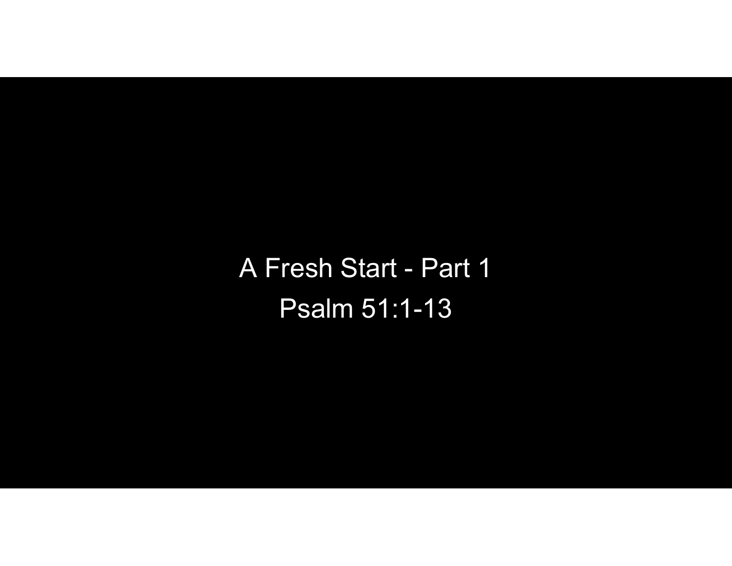# A Fresh Start - Part 1

## Psalm 51:1-13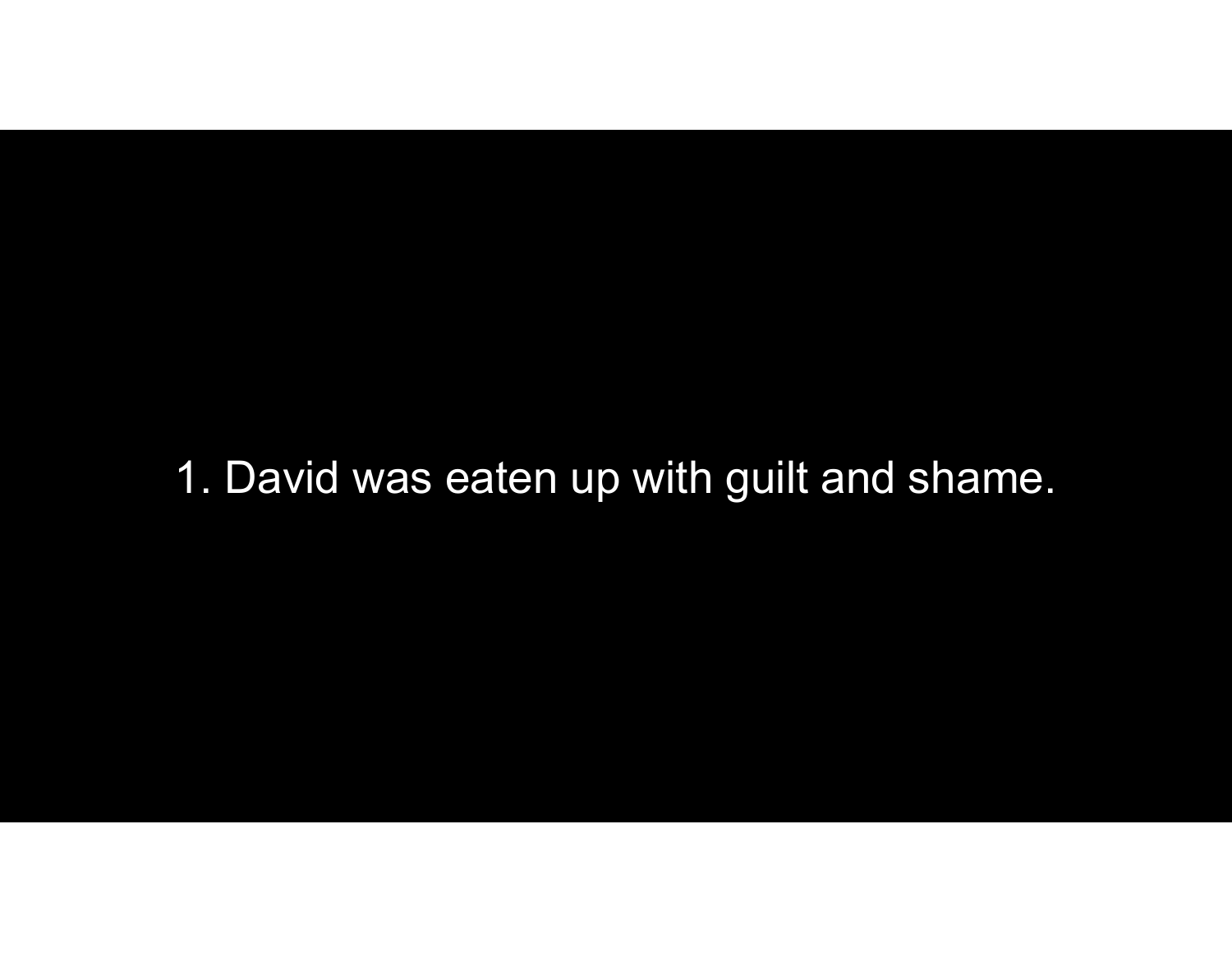1. David was eaten up with guilt and shame.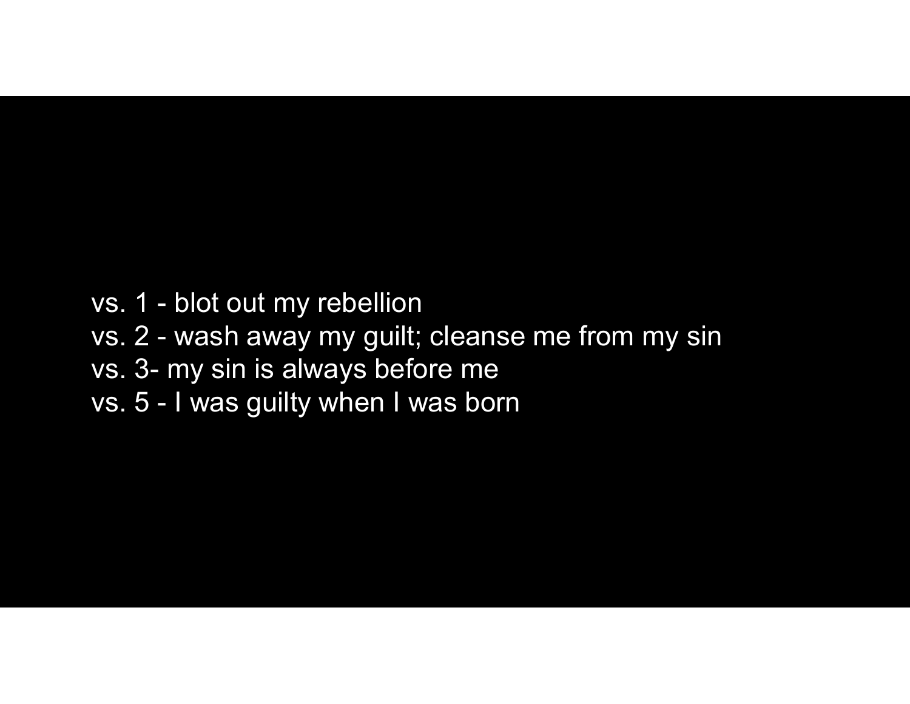vs. 1 - blot out my rebellion
vs. 2 - wash away my guilt; cleanse me from my sin
vs. 3- my sin is always before me
vs. 5 - I was guilty when I was born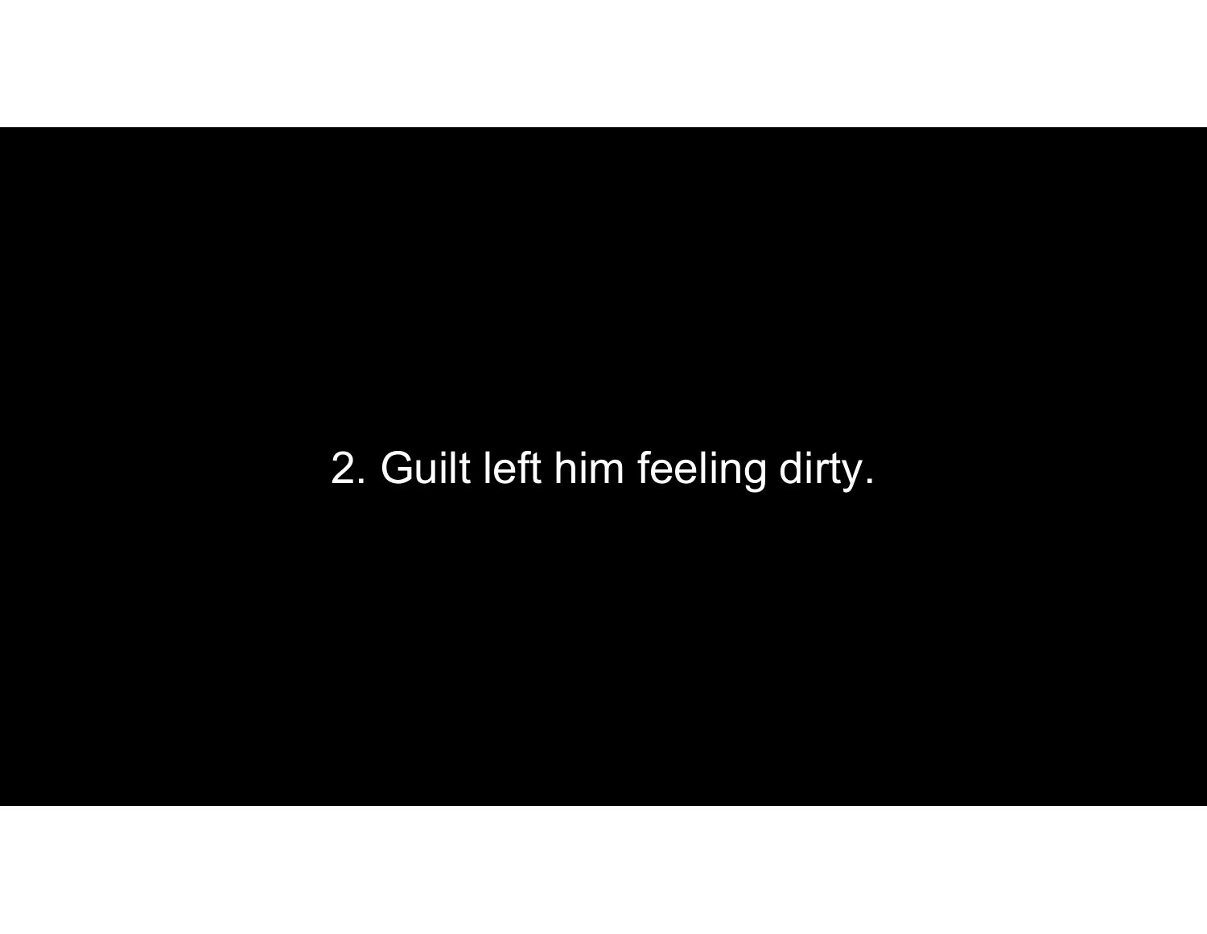2. Guilt left him feeling dirty.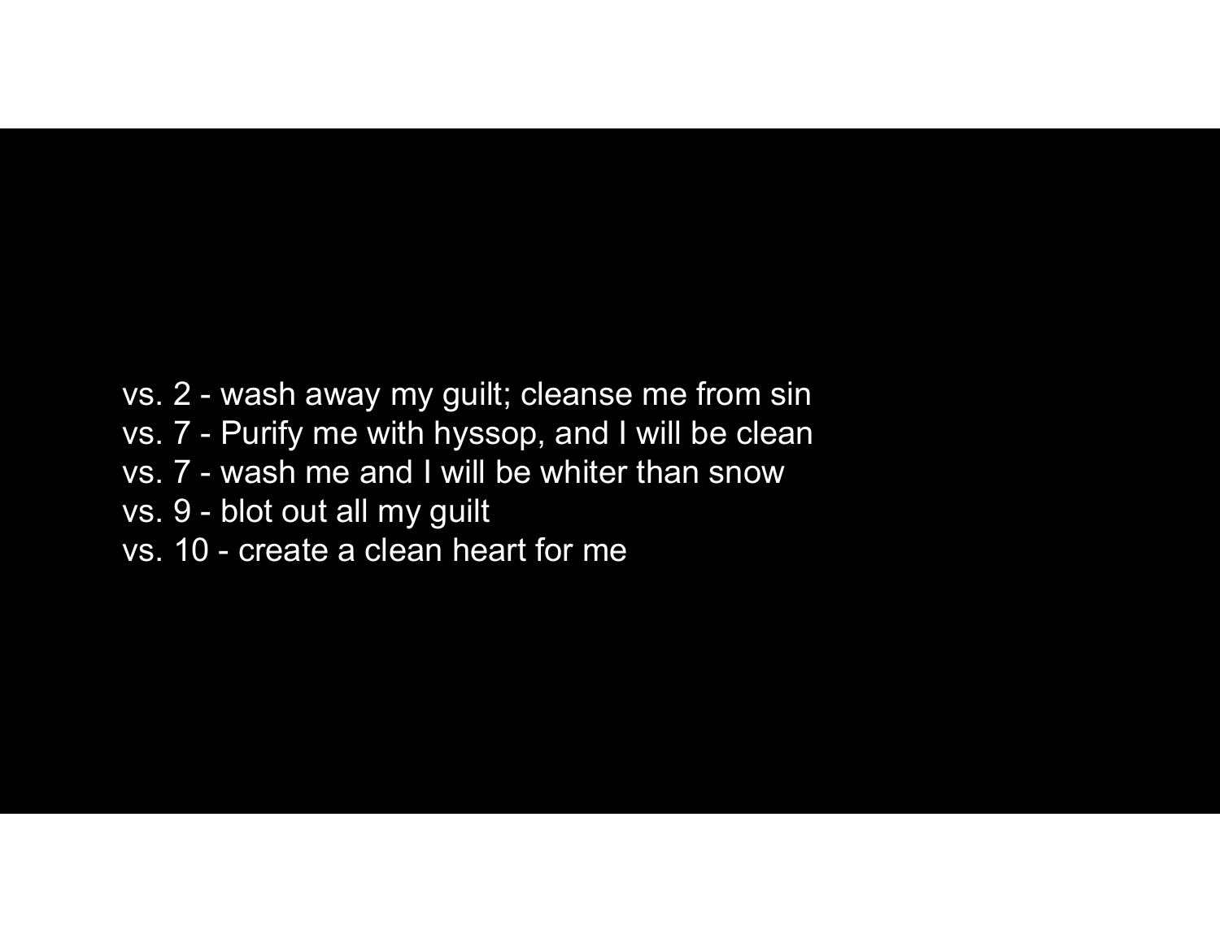vs. 2 - wash away my guilt; cleanse me from sin
vs. 7 - Purify me with hyssop, and I will be clean
vs. 7 - wash me and I will be whiter than snow
vs. 9 - blot out all my guilt
vs. 10 - create a clean heart for me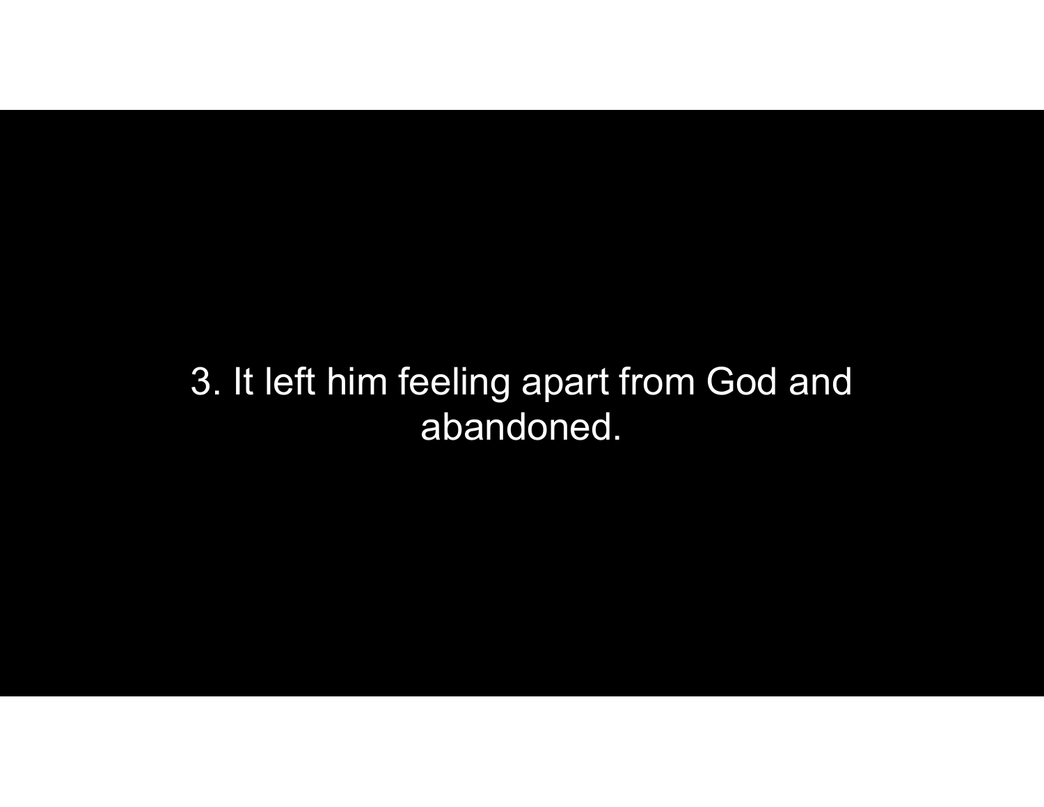3. It left him feeling apart from God and abandoned.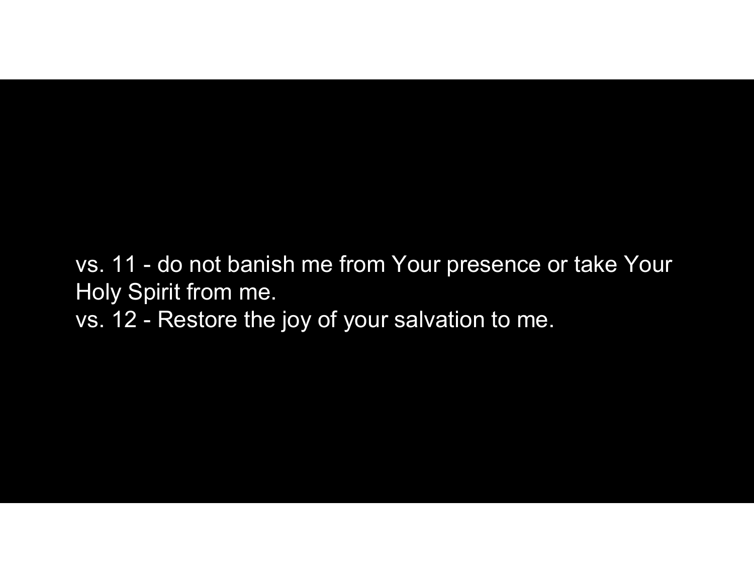vs. 11 - do not banish me from Your presence or take Your Holy Spirit from me.
vs. 12 - Restore the joy of your salvation to me.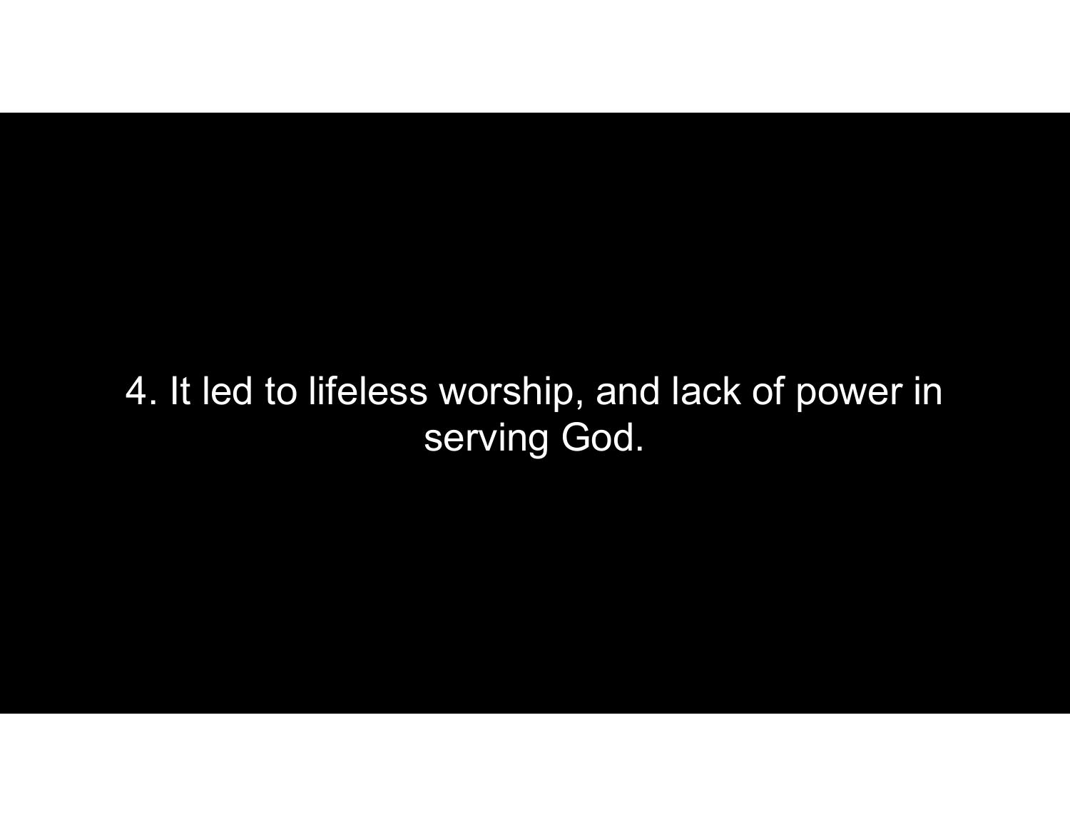4. It led to lifeless worship, and lack of power in serving God.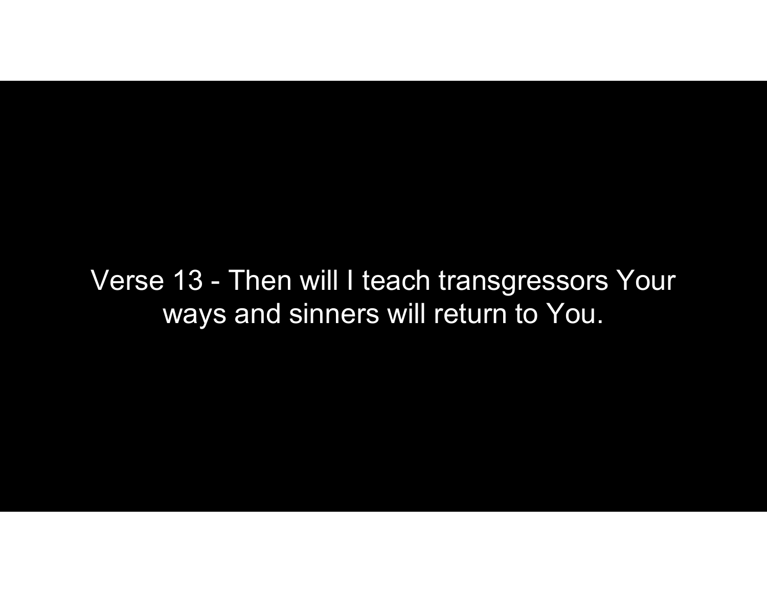Verse 13 - Then will I teach transgressors Your ways and sinners will return to You.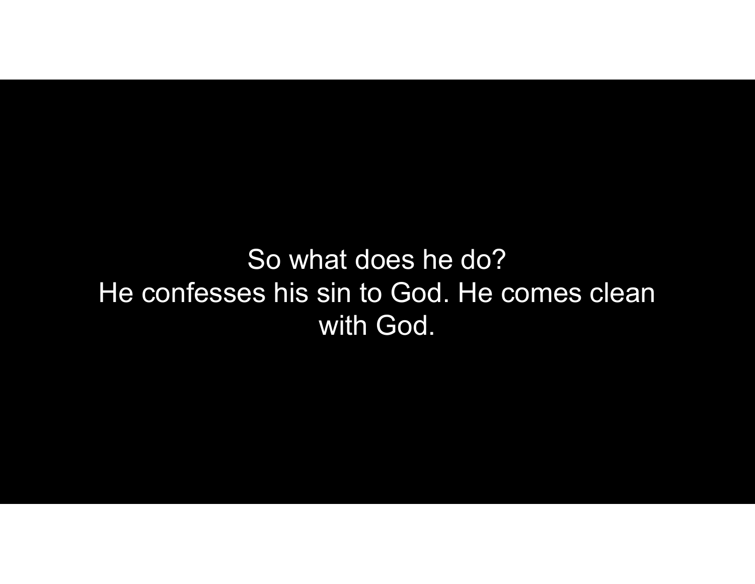So what does he do?

He confesses his sin to God. He comes clean with God.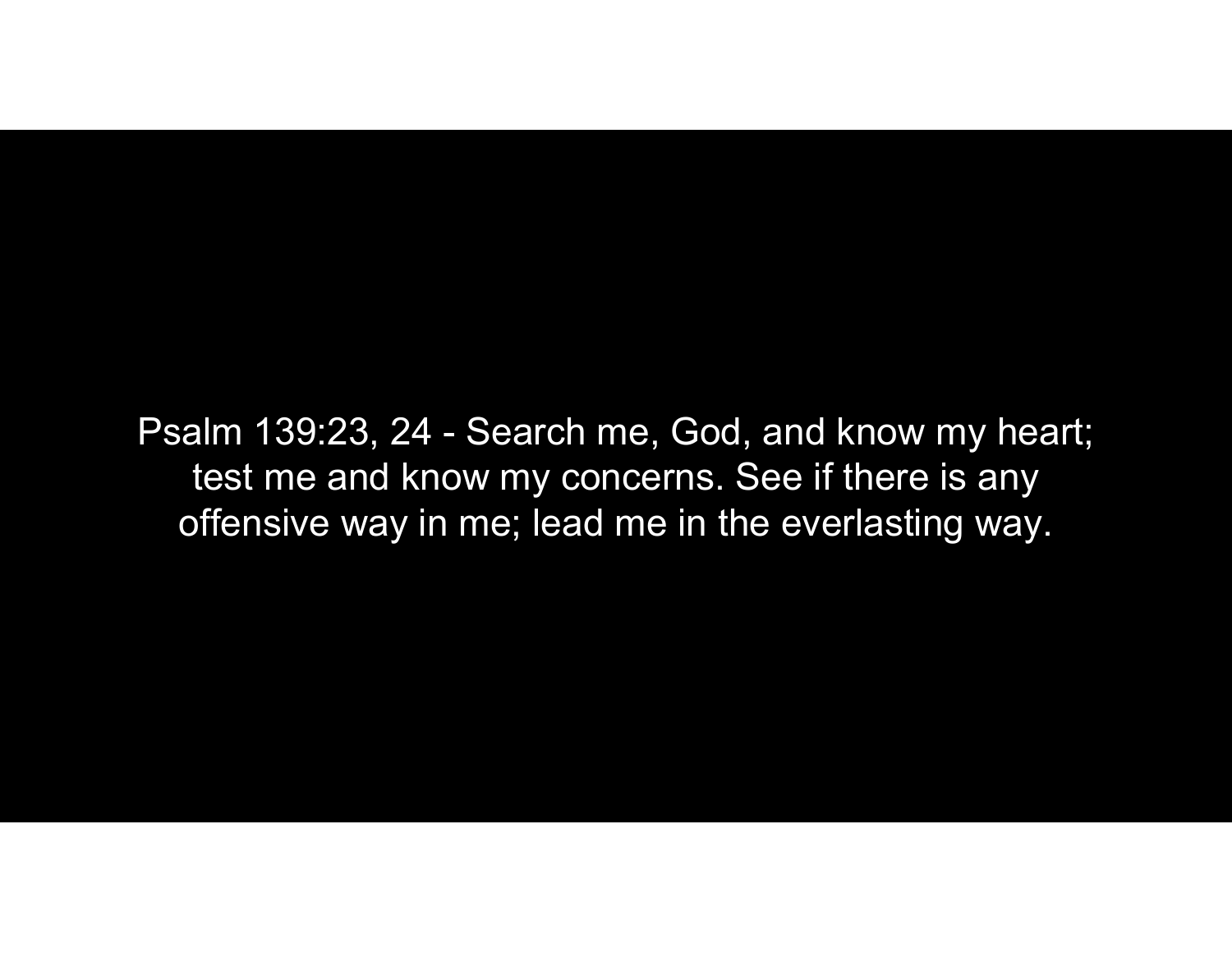Psalm 139:23, 24 - Search me, God, and know my heart; test me and know my concerns. See if there is any offensive way in me; lead me in the everlasting way.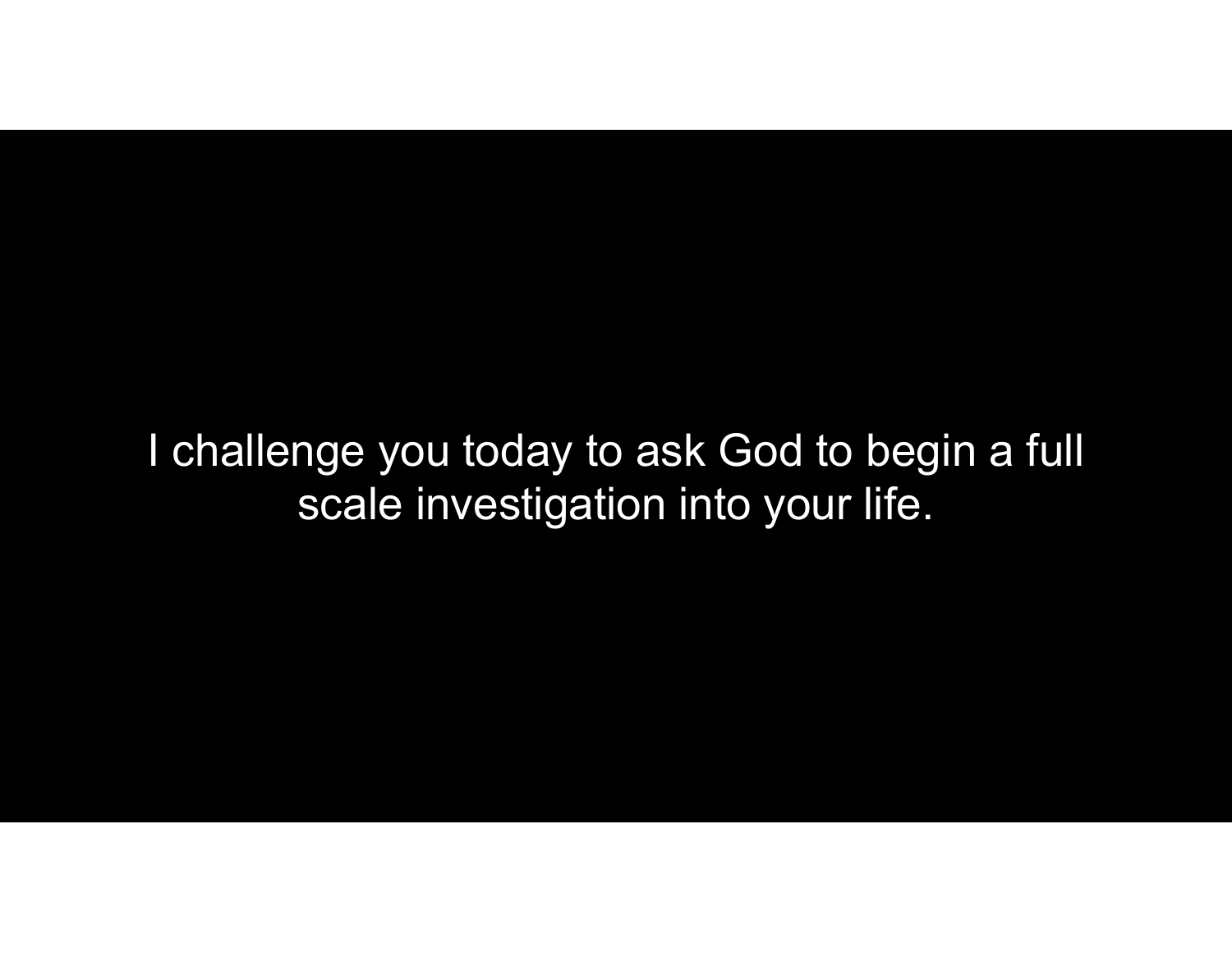I challenge you today to ask God to begin a full scale investigation into your life.